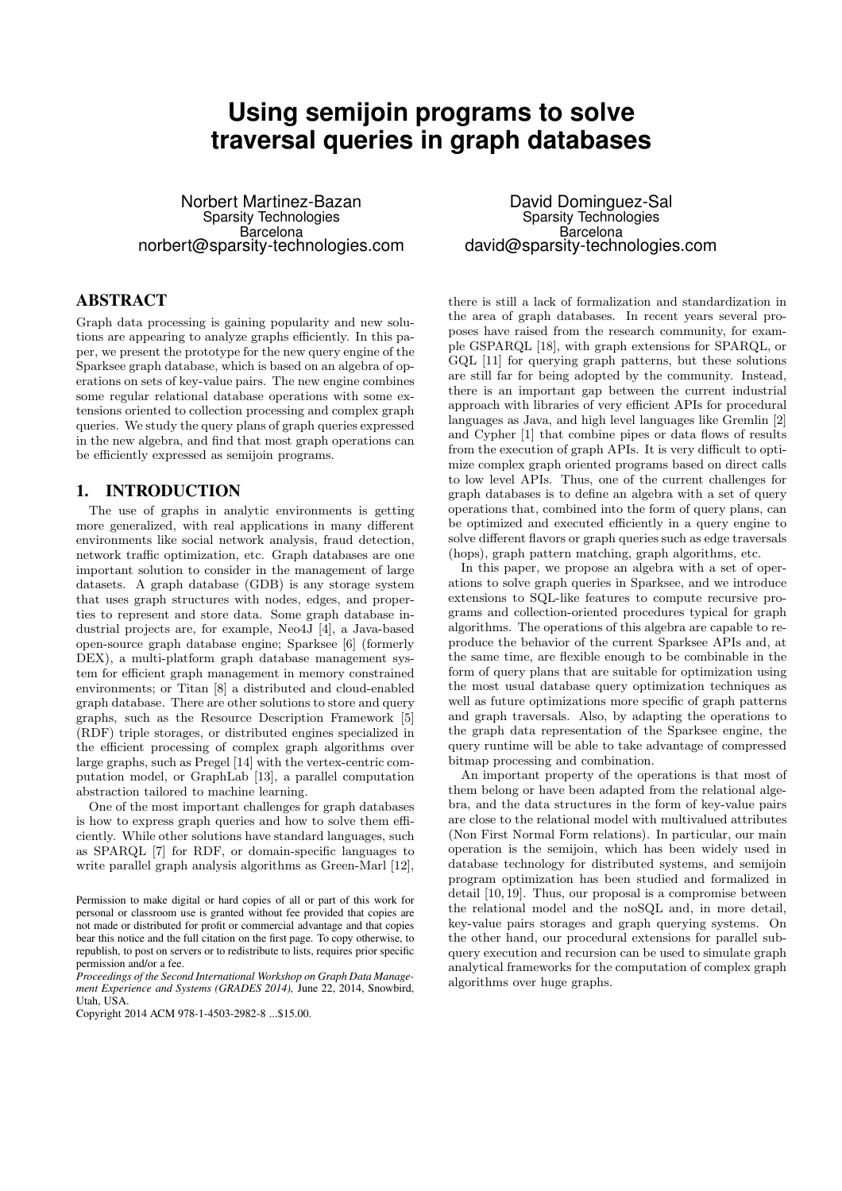# Using semijoin programs to solve traversal queries in graph databases

Norbert Martinez-Bazan
Sparsity Technologies
Barcelona
norbert@sparsity-technologies.com

David Dominguez-Sal
Sparsity Technologies
Barcelona
david@sparsity-technologies.com

## ABSTRACT

Graph data processing is gaining popularity and new solutions are appearing to analyze graphs efficiently. In this paper, we present the prototype for the new query engine of the Sparksee graph database, which is based on an algebra of operations on sets of key-value pairs. The new engine combines some regular relational database operations with some extensions oriented to collection processing and complex graph queries. We study the query plans of graph queries expressed in the new algebra, and find that most graph operations can be efficiently expressed as semijoin programs.

## 1. INTRODUCTION

The use of graphs in analytic environments is getting more generalized, with real applications in many different environments like social network analysis, fraud detection, network traffic optimization, etc. Graph databases are one important solution to consider in the management of large datasets. A graph database (GDB) is any storage system that uses graph structures with nodes, edges, and properties to represent and store data. Some graph database industrial projects are, for example, Neo4J [4], a Java-based open-source graph database engine; Sparksee [6] (formerly DEX), a multi-platform graph database management system for efficient graph management in memory constrained environments; or Titan [8] a distributed and cloud-enabled graph database. There are other solutions to store and query graphs, such as the Resource Description Framework [5] (RDF) triple storages, or distributed engines specialized in the efficient processing of complex graph algorithms over large graphs, such as Pregel [14] with the vertex-centric computation model, or GraphLab [13], a parallel computation abstraction tailored to machine learning.

One of the most important challenges for graph databases is how to express graph queries and how to solve them efficiently. While other solutions have standard languages, such as SPARQL [7] for RDF, or domain-specific languages to write parallel graph analysis algorithms as Green-Marl [12], there is still a lack of formalization and standardization in the area of graph databases. In recent years several proposes have raised from the research community, for example GSPARQL [18], with graph extensions for SPARQL, or GQL [11] for querying graph patterns, but these solutions are still far for being adopted by the community. Instead, there is an important gap between the current industrial approach with libraries of very efficient APIs for procedural languages as Java, and high level languages like Gremlin [2] and Cypher [1] that combine pipes or data flows of results from the execution of graph APIs. It is very difficult to optimize complex graph oriented programs based on direct calls to low level APIs. Thus, one of the current challenges for graph databases is to define an algebra with a set of query operations that, combined into the form of query plans, can be optimized and executed efficiently in a query engine to solve different flavors or graph queries such as edge traversals (hops), graph pattern matching, graph algorithms, etc.

In this paper, we propose an algebra with a set of operations to solve graph queries in Sparksee, and we introduce extensions to SQL-like features to compute recursive programs and collection-oriented procedures typical for graph algorithms. The operations of this algebra are capable to reproduce the behavior of the current Sparksee APIs and, at the same time, are flexible enough to be combinable in the form of query plans that are suitable for optimization using the most usual database query optimization techniques as well as future optimizations more specific of graph patterns and graph traversals. Also, by adapting the operations to the graph data representation of the Sparksee engine, the query runtime will be able to take advantage of compressed bitmap processing and combination.

An important property of the operations is that most of them belong or have been adapted from the relational algebra, and the data structures in the form of key-value pairs are close to the relational model with multivalued attributes (Non First Normal Form relations). In particular, our main operation is the semijoin, which has been widely used in database technology for distributed systems, and semijoin program optimization has been studied and formalized in detail [10, 19]. Thus, our proposal is a compromise between the relational model and the noSQL and, in more detail, key-value pairs storages and graph querying systems. On the other hand, our procedural extensions for parallel subquery execution and recursion can be used to simulate graph analytical frameworks for the computation of complex graph algorithms over huge graphs.

Permission to make digital or hard copies of all or part of this work for personal or classroom use is granted without fee provided that copies are not made or distributed for profit or commercial advantage and that copies bear this notice and the full citation on the first page. To copy otherwise, to republish, to post on servers or to redistribute to lists, requires prior specific permission and/or a fee.
*Proceedings of the Second International Workshop on Graph Data Management Experience and Systems (GRADES 2014)*, June 22, 2014, Snowbird, Utah, USA.
Copyright 2014 ACM 978-1-4503-2982-8 ...$15.00.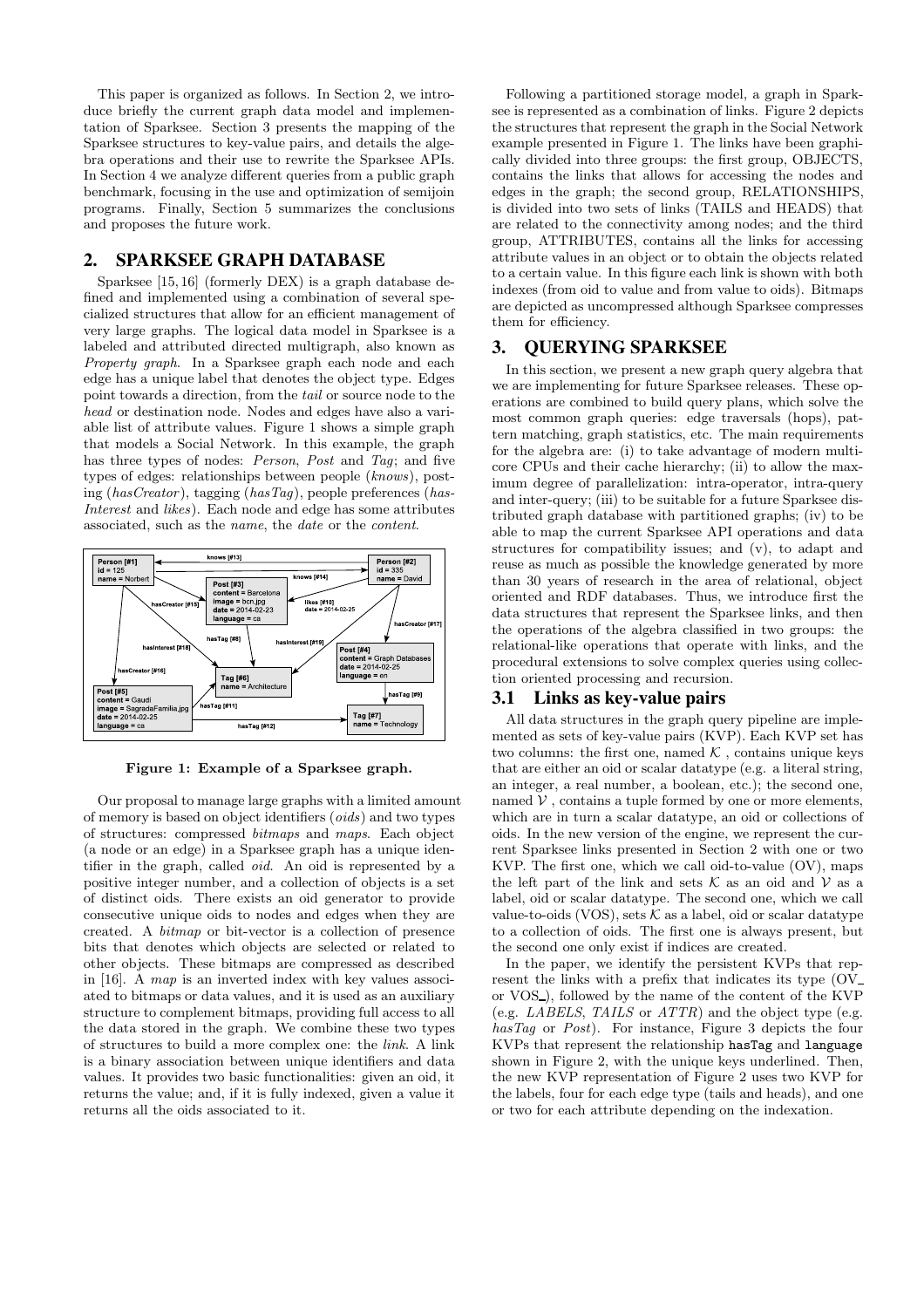This paper is organized as follows. In Section 2, we introduce briefly the current graph data model and implementation of Sparksee. Section 3 presents the mapping of the Sparksee structures to key-value pairs, and details the algebra operations and their use to rewrite the Sparksee APIs. In Section 4 we analyze different queries from a public graph benchmark, focusing in the use and optimization of semijoin programs. Finally, Section 5 summarizes the conclusions and proposes the future work.

## 2. SPARKSEE GRAPH DATABASE

Sparksee [15, 16] (formerly DEX) is a graph database defined and implemented using a combination of several specialized structures that allow for an efficient management of very large graphs. The logical data model in Sparksee is a labeled and attributed directed multigraph, also known as *Property graph*. In a Sparksee graph each node and each edge has a unique label that denotes the object type. Edges point towards a direction, from the *tail* or source node to the *head* or destination node. Nodes and edges have also a variable list of attribute values. Figure 1 shows a simple graph that models a Social Network. In this example, the graph has three types of nodes: *Person*, *Post* and *Tag*; and five types of edges: relationships between people (*knows*), posting (*hasCreator*), tagging (*hasTag*), people preferences (*hasInterest* and *likes*). Each node and edge has some attributes associated, such as the *name*, the *date* or the *content*.

Person [#1]
id = 125
name = Norbert

Person [#2]
id = 335
name = David

knows [#13]

knows [#14]

Post [#3]
content = Barcelona
image = bcn.jpg
date = 2014-02-23
language = ca

likes [#10]
date = 2014-02-25

hasCreator [#15]

hasCreator [#17]

hasTag [#8]

hasInterest [#18]

hasInterest [#19]

Post [#4]
content = Graph Databases
date = 2014-02-25
language = en

hasCreator [#16]

Tag [#6]
name = Architecture

hasTag [#9]

Post [#5]
content = Gaudi
image = SagradaFamilia.jpg
date = 2014-02-25
language = ca

hasTag [#11]

Tag [#7]
name = Technology

hasTag [#12]

**Figure 1: Example of a Sparksee graph.**

Our proposal to manage large graphs with a limited amount of memory is based on object identifiers (*oids*) and two types of structures: compressed *bitmaps* and *maps*. Each object (a node or an edge) in a Sparksee graph has a unique identifier in the graph, called *oid*. An oid is represented by a positive integer number, and a collection of objects is a set of distinct oids. There exists an oid generator to provide consecutive unique oids to nodes and edges when they are created. A *bitmap* or bit-vector is a collection of presence bits that denotes which objects are selected or related to other objects. These bitmaps are compressed as described in [16]. A *map* is an inverted index with key values associated to bitmaps or data values, and it is used as an auxiliary structure to complement bitmaps, providing full access to all the data stored in the graph. We combine these two types of structures to build a more complex one: the *link*. A link is a binary association between unique identifiers and data values. It provides two basic functionalities: given an oid, it returns the value; and, if it is fully indexed, given a value it returns all the oids associated to it.

Following a partitioned storage model, a graph in Sparksee is represented as a combination of links. Figure 2 depicts the structures that represent the graph in the Social Network example presented in Figure 1. The links have been graphically divided into three groups: the first group, OBJECTS, contains the links that allows for accessing the nodes and edges in the graph; the second group, RELATIONSHIPS, is divided into two sets of links (TAILS and HEADS) that are related to the connectivity among nodes; and the third group, ATTRIBUTES, contains all the links for accessing attribute values in an object or to obtain the objects related to a certain value. In this figure each link is shown with both indexes (from oid to value and from value to oids). Bitmaps are depicted as uncompressed although Sparksee compresses them for efficiency.

## 3. QUERYING SPARKSEE

In this section, we present a new graph query algebra that we are implementing for future Sparksee releases. These operations are combined to build query plans, which solve the most common graph queries: edge traversals (hops), pattern matching, graph statistics, etc. The main requirements for the algebra are: (i) to take advantage of modern multicore CPUs and their cache hierarchy; (ii) to allow the maximum degree of parallelization: intra-operator, intra-query and inter-query; (iii) to be suitable for a future Sparksee distributed graph database with partitioned graphs; (iv) to be able to map the current Sparksee API operations and data structures for compatibility issues; and (v), to adapt and reuse as much as possible the knowledge generated by more than 30 years of research in the area of relational, object oriented and RDF databases. Thus, we introduce first the data structures that represent the Sparksee links, and then the operations of the algebra classified in two groups: the relational-like operations that operate with links, and the procedural extensions to solve complex queries using collection oriented processing and recursion.

### 3.1 Links as key-value pairs

All data structures in the graph query pipeline are implemented as sets of key-value pairs (KVP). Each KVP set has two columns: the first one, named $\mathcal{K}$ , contains unique keys that are either an oid or scalar datatype (e.g. a literal string, an integer, a real number, a boolean, etc.); the second one, named $\mathcal{V}$ , contains a tuple formed by one or more elements, which are in turn a scalar datatype, an oid or collections of oids. In the new version of the engine, we represent the current Sparksee links presented in Section 2 with one or two KVP. The first one, which we call oid-to-value (OV), maps the left part of the link and sets $\mathcal{K}$ as an oid and $\mathcal{V}$ as a label, oid or scalar datatype. The second one, which we call value-to-oids (VOS), sets $\mathcal{K}$ as a label, oid or scalar datatype to a collection of oids. The first one is always present, but the second one only exist if indices are created.

In the paper, we identify the persistent KVPs that represent the links with a prefix that indicates its type (OV_ or VOS_), followed by the name of the content of the KVP (e.g. *LABELS*, *TAILS* or *ATTR*) and the object type (e.g. *hasTag* or *Post*). For instance, Figure 3 depicts the four KVPs that represent the relationship `hasTag` and `language` shown in Figure 2, with the unique keys underlined. Then, the new KVP representation of Figure 2 uses two KVP for the labels, four for each edge type (tails and heads), and one or two for each attribute depending on the indexation.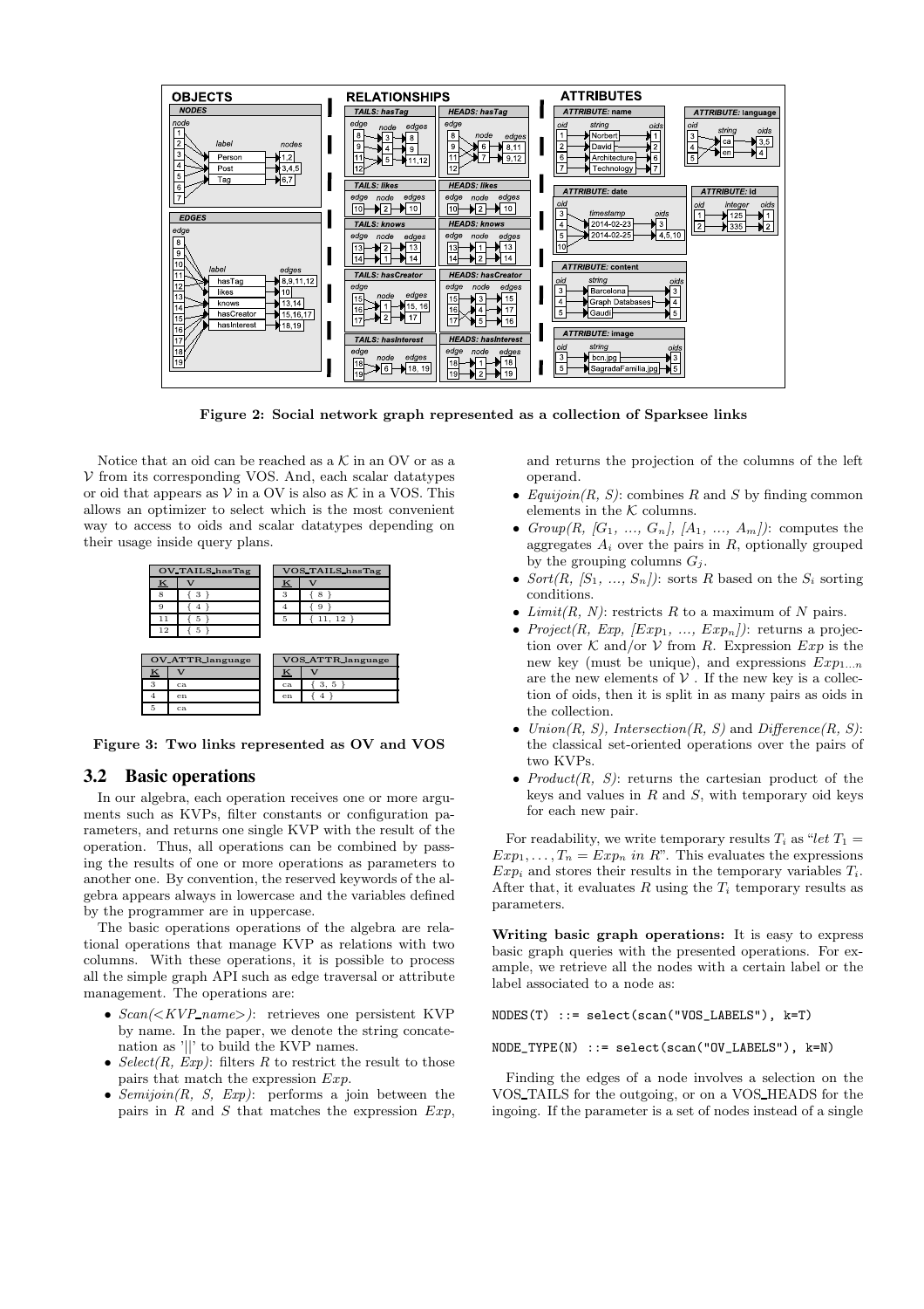Figure 2: Social network graph represented as a collection of Sparksee links

Notice that an oid can be reached as a $\mathcal{K}$ in an OV or as a $\mathcal{V}$ from its corresponding VOS. And, each scalar datatypes or oid that appears as $\mathcal{V}$ in a OV is also as $\mathcal{K}$ in a VOS. This allows an optimizer to select which is the most convenient way to access to oids and scalar datatypes depending on their usage inside query plans.

| OV_TAILS_hasTag | |
|---|---|
| K | V |
| 8 | { 3 } |
| 9 | { 4 } |
| 11 | { 5 } |
| 12 | { 5 } |

| VOS_TAILS_hasTag | |
|---|---|
| K | V |
| 3 | { 8 } |
| 4 | { 9 } |
| 5 | { 11, 12 } |

| OV_ATTR_language | |
|---|---|
| K | V |
| 3 | ca |
| 4 | en |
| 5 | ca |

| VOS_ATTR_language | |
|---|---|
| K | V |
| ca | { 3, 5 } |
| en | { 4 } |

Figure 3: Two links represented as OV and VOS

## 3.2 Basic operations

In our algebra, each operation receives one or more arguments such as KVPs, filter constants or configuration parameters, and returns one single KVP with the result of the operation. Thus, all operations can be combined by passing the results of one or more operations as parameters to another one. By convention, the reserved keywords of the algebra appears always in lowercase and the variables defined by the programmer are in uppercase.

The basic operations operations of the algebra are relational operations that manage KVP as relations with two columns. With these operations, it is possible to process all the simple graph API such as edge traversal or attribute management. The operations are:

- *Scan(<KVP_name>)*: retrieves one persistent KVP by name. In the paper, we denote the string concatenation as '||' to build the KVP names.
- *Select(R, Exp)*: filters $R$ to restrict the result to those pairs that match the expression $Exp$.
- *Semijoin(R, S, Exp)*: performs a join between the pairs in $R$ and $S$ that matches the expression $Exp$, and returns the projection of the columns of the left operand.
- *Equijoin(R, S)*: combines $R$ and $S$ by finding common elements in the $\mathcal{K}$ columns.
- *Group(R, [$G_1$, ..., $G_n$], [$A_1$, ..., $A_m$])*: computes the aggregates $A_i$ over the pairs in $R$, optionally grouped by the grouping columns $G_j$.
- *Sort(R, [$S_1$, ..., $S_n$])*: sorts $R$ based on the $S_i$ sorting conditions.
- *Limit(R, N)*: restricts $R$ to a maximum of $N$ pairs.
- *Project(R, Exp, [$Exp_1$, ..., $Exp_n$])*: returns a projection over $\mathcal{K}$ and/or $\mathcal{V}$ from $R$. Expression $Exp$ is the new key (must be unique), and expressions $Exp_{1...n}$ are the new elements of $\mathcal{V}$. If the new key is a collection of oids, then it is split in as many pairs as oids in the collection.
- *Union(R, S)*, *Intersection(R, S)* and *Difference(R, S)*: the classical set-oriented operations over the pairs of two KVPs.
- *Product(R, S)*: returns the cartesian product of the keys and values in $R$ and $S$, with temporary oid keys for each new pair.

For readability, we write temporary results $T_i$ as "*let* $T_1 = Exp_1, \ldots, T_n = Exp_n$ *in* $R$". This evaluates the expressions $Exp_i$ and stores their results in the temporary variables $T_i$. After that, it evaluates $R$ using the $T_i$ temporary results as parameters.

**Writing basic graph operations:** It is easy to express basic graph queries with the presented operations. For example, we retrieve all the nodes with a certain label or the label associated to a node as:

```
NODES(T) ::= select(scan("VOS_LABELS"), k=T)

NODE_TYPE(N) ::= select(scan("OV_LABELS"), k=N)
```

Finding the edges of a node involves a selection on the VOS_TAILS for the outgoing, or on a VOS_HEADS for the ingoing. If the parameter is a set of nodes instead of a single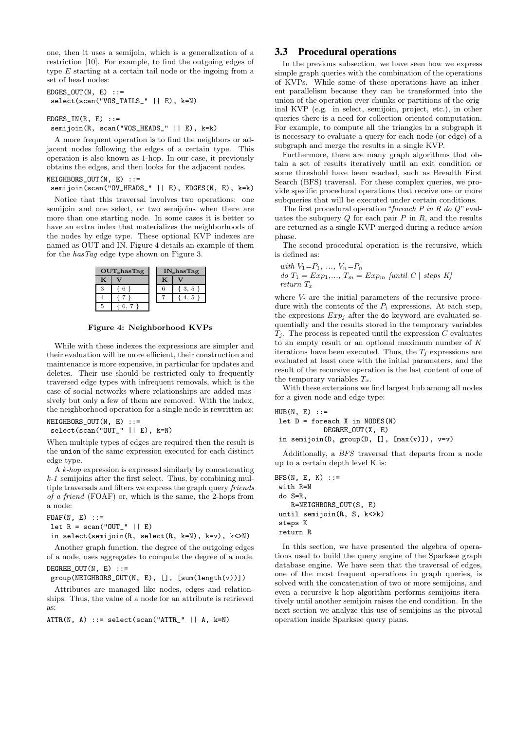one, then it uses a semijoin, which is a generalization of a restriction [10]. For example, to find the outgoing edges of type $E$ starting at a certain tail node or the ingoing from a set of head nodes:

```
EDGES_OUT(N, E) ::=
 select(scan("VOS_TAILS_" || E), k=N)

EDGES_IN(R, E) ::=
 semijoin(R, scan("VOS_HEADS_" || E), k=k)
```

A more frequent operation is to find the neighbors or adjacent nodes following the edges of a certain type. This operation is also known as 1-hop. In our case, it previously obtains the edges, and then looks for the adjacent nodes.

```
NEIGHBORS_OUT(N, E) ::=
 semijoin(scan("OV_HEADS_" || E), EDGES(N, E), k=k)
```

Notice that this traversal involves two operations: one semijoin and one select, or two semijoins when there are more than one starting node. In some cases it is better to have an extra index that materializes the neighborhoods of the nodes by edge type. These optional KVP indexes are named as OUT and IN. Figure 4 details an example of them for the *hasTag* edge type shown on Figure 3.

| OUT_hasTag | |
|---|---|
| **K** | **V** |
| 3 | { 6 } |
| 4 | { 7 } |
| 5 | { 6, 7 } |

| IN_hasTag | |
|---|---|
| **K** | **V** |
| 6 | { 3, 5 } |
| 7 | { 4, 5 } |

**Figure 4: Neighborhood KVPs**

While with these indexes the expressions are simpler and their evaluation will be more efficient, their construction and maintenance is more expensive, in particular for updates and deletes. Their use should be restricted only to frequently traversed edge types with infrequent removals, which is the case of social networks where relationships are added massively but only a few of them are removed. With the index, the neighborhood operation for a single node is rewritten as:

```
NEIGHBORS_OUT(N, E) ::=
 select(scan("OUT_" || E), k=N)
```

When multiple types of edges are required then the result is the union of the same expression executed for each distinct edge type.

A *k-hop* expression is expressed similarly by concatenating *k-1* semijoins after the first select. Thus, by combining multiple traversals and filters we express the graph query *friends of a friend* (FOAF) or, which is the same, the 2-hops from a node:

```
FOAF(N, E) ::=
 let R = scan("OUT_" || E)
 in select(semijoin(R, select(R, k=N), k=v), k<>N)
```

Another graph function, the degree of the outgoing edges of a node, uses aggregates to compute the degree of a node.

```
DEGREE_OUT(N, E) ::=
 group(NEIGHBORS_OUT(N, E), [], [sum(length(v))])
```

Attributes are managed like nodes, edges and relationships. Thus, the value of a node for an attribute is retrieved as:

```
ATTR(N, A) ::= select(scan("ATTR_" || A, k=N)
```

## 3.3 Procedural operations

In the previous subsection, we have seen how we express simple graph queries with the combination of the operations of KVPs. While some of these operations have an inherent parallelism because they can be transformed into the union of the operation over chunks or partitions of the original KVP (e.g. in select, semijoin, project, etc.), in other queries there is a need for collection oriented computation. For example, to compute all the triangles in a subgraph it is necessary to evaluate a query for each node (or edge) of a subgraph and merge the results in a single KVP.

Furthermore, there are many graph algorithms that obtain a set of results iteratively until an exit condition or some threshold have been reached, such as Breadth First Search (BFS) traversal. For these complex queries, we provide specific procedural operations that receive one or more subqueries that will be executed under certain conditions.

The first procedural operation "*foreach P in R do Q*" evaluates the subquery $Q$ for each pair $P$ in $R$, and the results are returned as a single KVP merged during a reduce *union* phase.

The second procedural operation is the recursive, which is defined as:

*with* $V_1{=}P_1,\ \ldots,\ V_n{=}P_n$
*do* $T_1 = Exp_1, \ldots, T_m = Exp_m$ *[until* $C$ | *steps* $K$*]*
*return* $T_x$

where $V_i$ are the initial parameters of the recursive procedure with the contents of the $P_i$ expressions. At each step, the expresions $Exp_j$ after the do keyword are evaluated sequentially and the results stored in the temporary variables $T_j$. The process is repeated until the expression $C$ evaluates to an empty result or an optional maximum number of $K$ iterations have been executed. Thus, the $T_j$ expressions are evaluated at least once with the initial parameters, and the result of the recursive operation is the last content of one of the temporary variables $T_x$.

With these extensions we find largest hub among all nodes for a given node and edge type:

```
HUB(N, E) ::=
 let D = foreach X in NODES(N)
           DEGREE_OUT(X, E)
 in semijoin(D, group(D, [], [max(v)]), v=v)
```

Additionally, a *BFS* traversal that departs from a node up to a certain depth level K is:

```
BFS(N, E, K) ::=
 with R=N
 do S=R,
    R=NEIGHBORS_OUT(S, E)
 until semijoin(R, S, k<>k)
 steps K
 return R
```

In this section, we have presented the algebra of operations used to build the query engine of the Sparksee graph database engine. We have seen that the traversal of edges, one of the most frequent operations in graph queries, is solved with the concatenation of two or more semijoins, and even a recursive k-hop algorithm performs semijoins iteratively until another semijoin raises the end condition. In the next section we analyze this use of semijoins as the pivotal operation inside Sparksee query plans.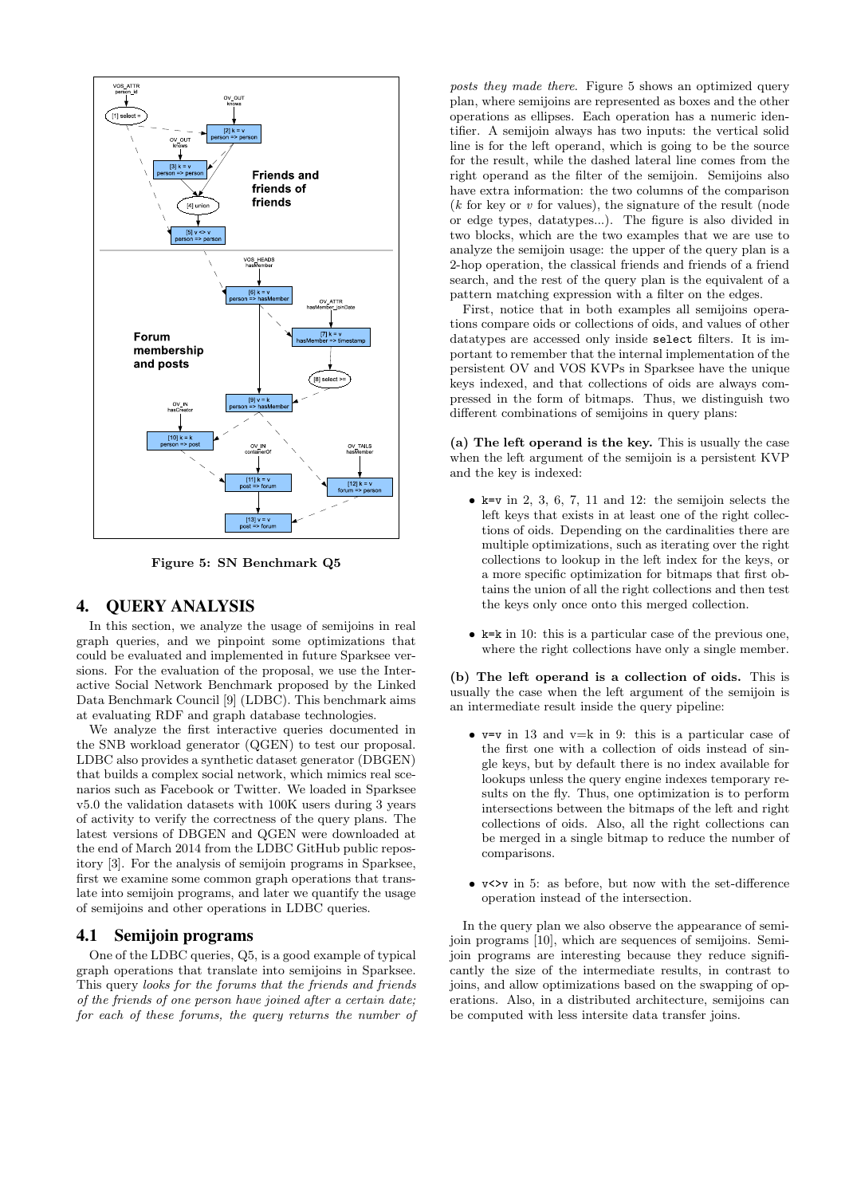VOS_ATTR
person_id

[1] select =

OV_OUT
knows

[2] k = v
person => person

OV_OUT
knows

[3] k = v
person => person

Friends and friends of friends

[4] union

[5] v <> v
person => person

VOS_HEADS
hasMember

[6] k = v
person => hasMember

OV_ATTR
hasMember_joinDate

[7] k = v
hasMember => timestamp

Forum membership and posts

[8] select >=

[9] v = k
person => hasMember

OV_IN
hasCreator

[10] k = k
person => post

OV_IN
containerOf

OV_TAILS
hasMember

[11] k = v
post => forum

[12] k = v
forum => person

[13] v = v
post => forum

**Figure 5: SN Benchmark Q5**

# 4. QUERY ANALYSIS

In this section, we analyze the usage of semijoins in real graph queries, and we pinpoint some optimizations that could be evaluated and implemented in future Sparksee versions. For the evaluation of the proposal, we use the Interactive Social Network Benchmark proposed by the Linked Data Benchmark Council [9] (LDBC). This benchmark aims at evaluating RDF and graph database technologies.

We analyze the first interactive queries documented in the SNB workload generator (QGEN) to test our proposal. LDBC also provides a synthetic dataset generator (DBGEN) that builds a complex social network, which mimics real scenarios such as Facebook or Twitter. We loaded in Sparksee v5.0 the validation datasets with 100K users during 3 years of activity to verify the correctness of the query plans. The latest versions of DBGEN and QGEN were downloaded at the end of March 2014 from the LDBC GitHub public repository [3]. For the analysis of semijoin programs in Sparksee, first we examine some common graph operations that translate into semijoin programs, and later we quantify the usage of semijoins and other operations in LDBC queries.

## 4.1 Semijoin programs

One of the LDBC queries, Q5, is a good example of typical graph operations that translate into semijoins in Sparksee. This query *looks for the forums that the friends and friends of the friends of one person have joined after a certain date; for each of these forums, the query returns the number of posts they made there.* Figure 5 shows an optimized query plan, where semijoins are represented as boxes and the other operations as ellipses. Each operation has a numeric identifier. A semijoin always has two inputs: the vertical solid line is for the left operand, which is going to be the source for the result, while the dashed lateral line comes from the right operand as the filter of the semijoin. Semijoins also have extra information: the two columns of the comparison ($k$ for key or $v$ for values), the signature of the result (node or edge types, datatypes...). The figure is also divided in two blocks, which are the two examples that we are use to analyze the semijoin usage: the upper of the query plan is a 2-hop operation, the classical friends and friends of a friend search, and the rest of the query plan is the equivalent of a pattern matching expression with a filter on the edges.

First, notice that in both examples all semijoins operations compare oids or collections of oids, and values of other datatypes are accessed only inside `select` filters. It is important to remember that the internal implementation of the persistent OV and VOS KVPs in Sparksee have the unique keys indexed, and that collections of oids are always compressed in the form of bitmaps. Thus, we distinguish two different combinations of semijoins in query plans:

**(a) The left operand is the key.** This is usually the case when the left argument of the semijoin is a persistent KVP and the key is indexed:

- `k=v` in 2, 3, 6, 7, 11 and 12: the semijoin selects the left keys that exists in at least one of the right collections of oids. Depending on the cardinalities there are multiple optimizations, such as iterating over the right collections to lookup in the left index for the keys, or a more specific optimization for bitmaps that first obtains the union of all the right collections and then test the keys only once onto this merged collection.
- `k=k` in 10: this is a particular case of the previous one, where the right collections have only a single member.

**(b) The left operand is a collection of oids.** This is usually the case when the left argument of the semijoin is an intermediate result inside the query pipeline:

- `v=v` in 13 and v=k in 9: this is a particular case of the first one with a collection of oids instead of single keys, but by default there is no index available for lookups unless the query engine indexes temporary results on the fly. Thus, one optimization is to perform intersections between the bitmaps of the left and right collections of oids. Also, all the right collections can be merged in a single bitmap to reduce the number of comparisons.
- `v<>v` in 5: as before, but now with the set-difference operation instead of the intersection.

In the query plan we also observe the appearance of semijoin programs [10], which are sequences of semijoins. Semijoin programs are interesting because they reduce significantly the size of the intermediate results, in contrast to joins, and allow optimizations based on the swapping of operations. Also, in a distributed architecture, semijoins can be computed with less intersite data transfer joins.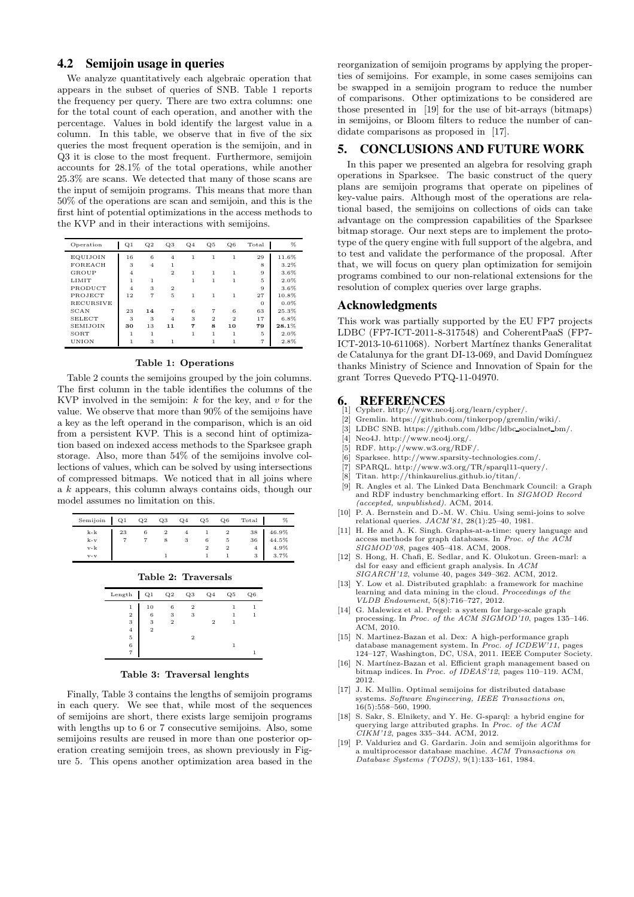## 4.2 Semijoin usage in queries

We analyze quantitatively each algebraic operation that appears in the subset of queries of SNB. Table 1 reports the frequency per query. There are two extra columns: one for the total count of each operation, and another with the percentage. Values in bold identify the largest value in a column. In this table, we observe that in five of the six queries the most frequent operation is the semijoin, and in Q3 it is close to the most frequent. Furthermore, semijoin accounts for 28.1% of the total operations, while another 25.3% are scans. We detected that many of those scans are the input of semijoin programs. This means that more than 50% of the operations are scan and semijoin, and this is the first hint of potential optimizations in the access methods to the KVP and in their interactions with semijoins.

| Operation | Q1 | Q2 | Q3 | Q4 | Q5 | Q6 | Total | % |
|---|---|---|---|---|---|---|---|---|
| EQUIJOIN | 16 | 6 | 4 | 1 | 1 | 1 | 29 | 11.6% |
| FOREACH | 3 | 4 | 1 | | | | 8 | 3.2% |
| GROUP | 4 | | 2 | 1 | 1 | 1 | 9 | 3.6% |
| LIMIT | 1 | 1 | | 1 | 1 | 1 | 5 | 2.0% |
| PRODUCT | 4 | 3 | 2 | | | | 9 | 3.6% |
| PROJECT | 12 | 7 | 5 | 1 | 1 | 1 | 27 | 10.8% |
| RECURSIVE | | | | | | | 0 | 0.0% |
| SCAN | 23 | **14** | 7 | 6 | 7 | 6 | 63 | 25.3% |
| SELECT | 3 | 3 | 4 | 3 | 2 | 2 | 17 | 6.8% |
| SEMIJOIN | **30** | 13 | **11** | **7** | **8** | **10** | **79** | **28.1%** |
| SORT | 1 | 1 | | 1 | 1 | 1 | 5 | 2.0% |
| UNION | 1 | 3 | 1 | | 1 | 1 | 7 | 2.8% |

**Table 1: Operations**

Table 2 counts the semijoins grouped by the join columns. The first column in the table identifies the columns of the KVP involved in the semijoin: $k$ for the key, and $v$ for the value. We observe that more than 90% of the semijoins have a key as the left operand in the comparison, which is an oid from a persistent KVP. This is a second hint of optimization based on indexed access methods to the Sparksee graph storage. Also, more than 54% of the semijoins involve collections of values, which can be solved by using intersections of compressed bitmaps. We noticed that in all joins where a $k$ appears, this column always contains oids, though our model assumes no limitation on this.

| Semijoin | Q1 | Q2 | Q3 | Q4 | Q5 | Q6 | Total | % |
|---|---|---|---|---|---|---|---|---|
| k-k | 23 | 6 | 2 | 4 | 1 | 2 | 38 | 46.9% |
| k-v | 7 | 7 | 8 | 3 | 6 | 5 | 36 | 44.5% |
| v-k | | | | | 2 | 2 | 4 | 4.9% |
| v-v | | | 1 | | 1 | 1 | 3 | 3.7% |

**Table 2: Traversals**

| Length | Q1 | Q2 | Q3 | Q4 | Q5 | Q6 |
|---|---|---|---|---|---|---|
| 1 | 10 | 6 | 2 | | 1 | 1 |
| 2 | 6 | 3 | 3 | | 1 | 1 |
| 3 | 3 | 2 | | 2 | 1 | |
| 4 | 2 | | | | | |
| 5 | | | 2 | | | |
| 6 | | | | | 1 | |
| 7 | | | | | | 1 |

**Table 3: Traversal lenghts**

Finally, Table 3 contains the lengths of semijoin programs in each query. We see that, while most of the sequences of semijoins are short, there exists large semijoin programs with lengths up to 6 or 7 consecutive semijoins. Also, some semijoins results are reused in more than one posterior operation creating semijoin trees, as shown previously in Figure 5. This opens another optimization area based in the reorganization of semijoin programs by applying the properties of semijoins. For example, in some cases semijoins can be swapped in a semijoin program to reduce the number of comparisons. Other optimizations to be considered are those presented in [19] for the use of bit-arrays (bitmaps) in semijoins, or Bloom filters to reduce the number of candidate comparisons as proposed in [17].

## 5. CONCLUSIONS AND FUTURE WORK

In this paper we presented an algebra for resolving graph operations in Sparksee. The basic construct of the query plans are semijoin programs that operate on pipelines of key-value pairs. Although most of the operations are relational based, the semijoins on collections of oids can take advantage on the compression capabilities of the Sparksee bitmap storage. Our next steps are to implement the prototype of the query engine with full support of the algebra, and to test and validate the performance of the proposal. After that, we will focus on query plan optimization for semijoin programs combined to our non-relational extensions for the resolution of complex queries over large graphs.

## Acknowledgments

This work was partially supported by the EU FP7 projects LDBC (FP7-ICT-2011-8-317548) and CoherentPaaS (FP7-ICT-2013-10-611068). Norbert Martínez thanks Generalitat de Catalunya for the grant DI-13-069, and David Domínguez thanks Ministry of Science and Innovation of Spain for the grant Torres Quevedo PTQ-11-04970.

## 6. REFERENCES

[1] Cypher. http://www.neo4j.org/learn/cypher/.

[2] Gremlin. https://github.com/tinkerpop/gremlin/wiki/.

[3] LDBC SNB. https://github.com/ldbc/ldbc_socialnet_bm/.

[4] Neo4J. http://www.neo4j.org/.

[5] RDF. http://www.w3.org/RDF/.

[6] Sparksee. http://www.sparsity-technologies.com/.

[7] SPARQL. http://www.w3.org/TR/sparql11-query/.

[8] Titan. http://thinkaurelius.github.io/titan/.

[9] R. Angles et al. The Linked Data Benchmark Council: a Graph and RDF industry benchmarking effort. In *SIGMOD Record (accepted, unpublished)*. ACM, 2014.

[10] P. A. Bernstein and D.-M. W. Chiu. Using semi-joins to solve relational queries. *JACM'81*, 28(1):25–40, 1981.

[11] H. He and A. K. Singh. Graphs-at-a-time: query language and access methods for graph databases. In *Proc. of the ACM SIGMOD'08*, pages 405–418. ACM, 2008.

[12] S. Hong, H. Chafi, E. Sedlar, and K. Olukotun. Green-marl: a dsl for easy and efficient graph analysis. In *ACM SIGARCH'12*, volume 40, pages 349–362. ACM, 2012.

[13] Y. Low et al. Distributed graphlab: a framework for machine learning and data mining in the cloud. *Proceedings of the VLDB Endowment*, 5(8):716–727, 2012.

[14] G. Malewicz et al. Pregel: a system for large-scale graph processing. In *Proc. of the ACM SIGMOD'10*, pages 135–146. ACM, 2010.

[15] N. Martinez-Bazan et al. Dex: A high-performance graph database management system. In *Proc. of ICDEW'11*, pages 124–127, Washington, DC, USA, 2011. IEEE Computer Society.

[16] N. Martínez-Bazan et al. Efficient graph management based on bitmap indices. In *Proc. of IDEAS'12*, pages 110–119. ACM, 2012.

[17] J. K. Mullin. Optimal semijoins for distributed database systems. *Software Engineering, IEEE Transactions on*, 16(5):558–560, 1990.

[18] S. Sakr, S. Elnikety, and Y. He. G-sparql: a hybrid engine for querying large attributed graphs. In *Proc. of the ACM CIKM'12*, pages 335–344. ACM, 2012.

[19] P. Valduriez and G. Gardarin. Join and semijoin algorithms for a multiprocessor database machine. *ACM Transactions on Database Systems (TODS)*, 9(1):133–161, 1984.